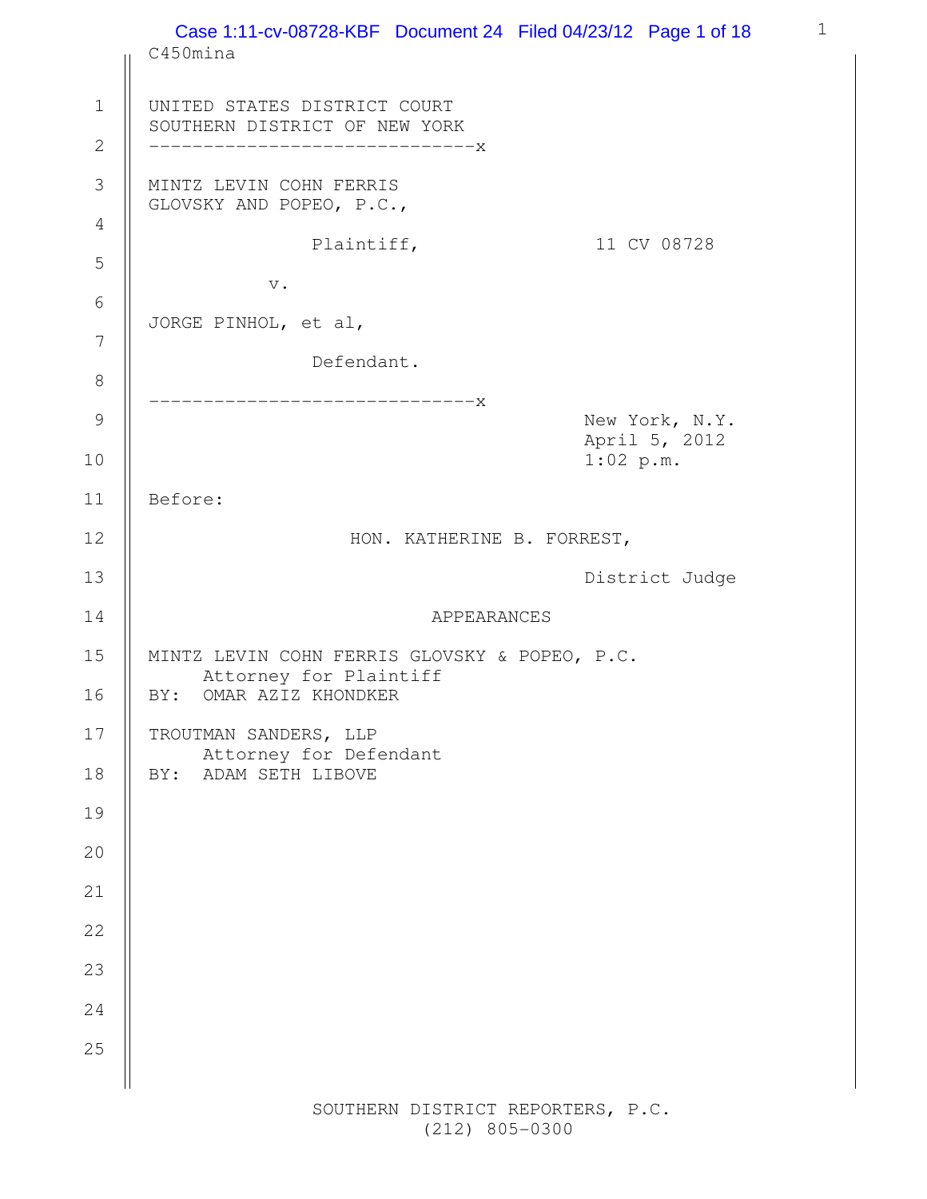C450mina

UNITED STATES DISTRICT COURT
SOUTHERN DISTRICT OF NEW YORK

------------------------------x

MINTZ LEVIN COHN FERRIS
GLOVSKY AND POPEO, P.C.,

Plaintiff, 11 CV 08728

v.

JORGE PINHOL, et al,

Defendant.

------------------------------x

New York, N.Y.
April 5, 2012
1:02 p.m.

Before:

HON. KATHERINE B. FORREST,

District Judge

APPEARANCES

MINTZ LEVIN COHN FERRIS GLOVSKY & POPEO, P.C.
Attorney for Plaintiff
BY: OMAR AZIZ KHONDKER

TROUTMAN SANDERS, LLP
Attorney for Defendant
BY: ADAM SETH LIBOVE

SOUTHERN DISTRICT REPORTERS, P.C.
(212) 805-0300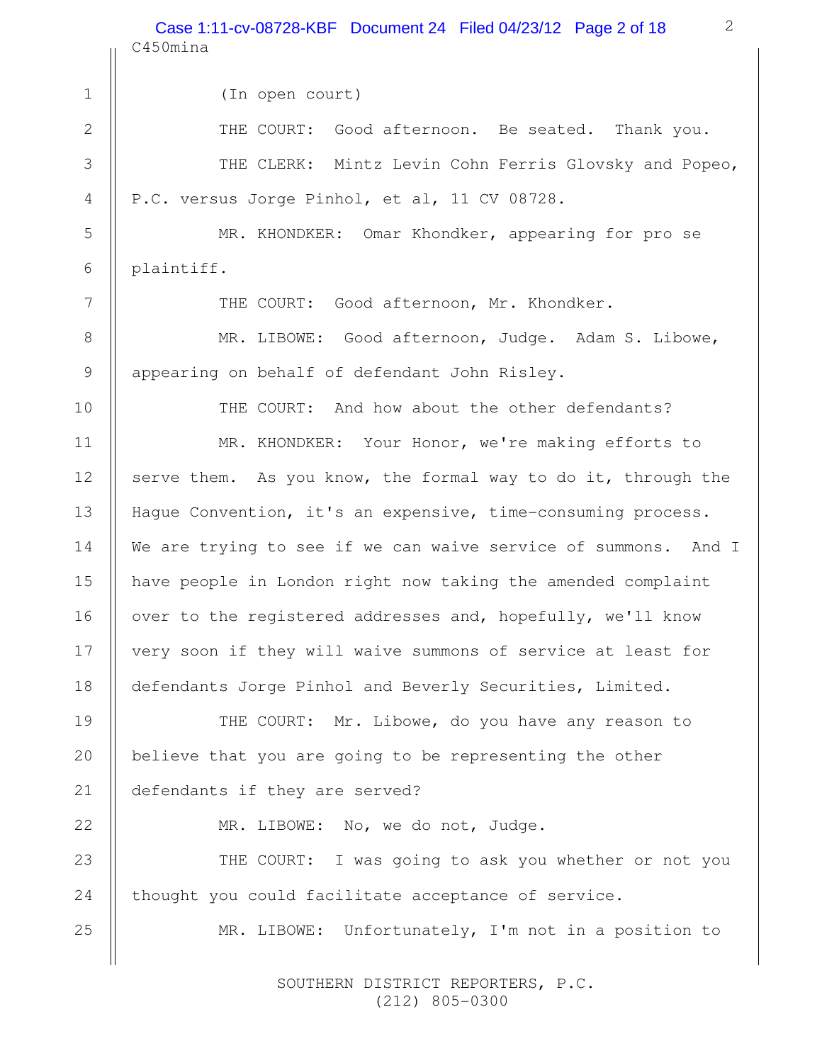(In open court)

THE COURT: Good afternoon. Be seated. Thank you.

THE CLERK: Mintz Levin Cohn Ferris Glovsky and Popeo, P.C. versus Jorge Pinhol, et al, 11 CV 08728.

MR. KHONDKER: Omar Khondker, appearing for pro se plaintiff.

THE COURT: Good afternoon, Mr. Khondker.

MR. LIBOWE: Good afternoon, Judge. Adam S. Libowe, appearing on behalf of defendant John Risley.

THE COURT: And how about the other defendants?

MR. KHONDKER: Your Honor, we're making efforts to serve them. As you know, the formal way to do it, through the Hague Convention, it's an expensive, time-consuming process. We are trying to see if we can waive service of summons. And I have people in London right now taking the amended complaint over to the registered addresses and, hopefully, we'll know very soon if they will waive summons of service at least for defendants Jorge Pinhol and Beverly Securities, Limited.

THE COURT: Mr. Libowe, do you have any reason to believe that you are going to be representing the other defendants if they are served?

MR. LIBOWE: No, we do not, Judge.

THE COURT: I was going to ask you whether or not you thought you could facilitate acceptance of service.

MR. LIBOWE: Unfortunately, I'm not in a position to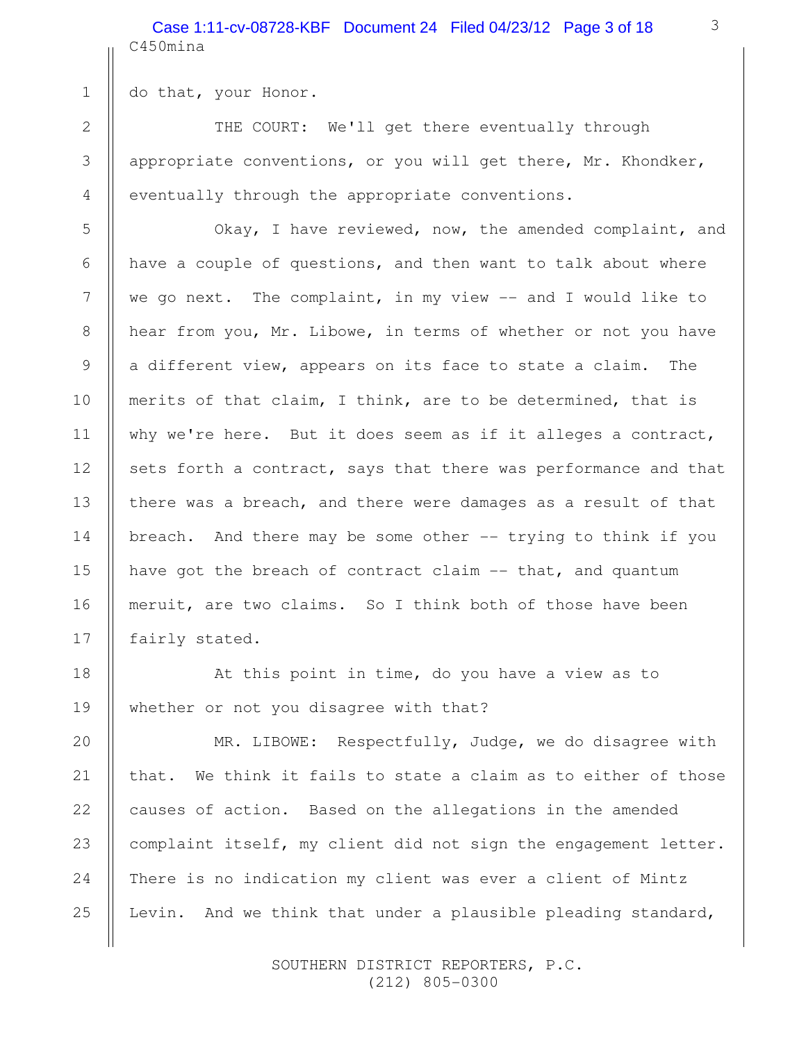do that, your Honor.

THE COURT: We'll get there eventually through appropriate conventions, or you will get there, Mr. Khondker, eventually through the appropriate conventions.

Okay, I have reviewed, now, the amended complaint, and have a couple of questions, and then want to talk about where we go next. The complaint, in my view -- and I would like to hear from you, Mr. Libowe, in terms of whether or not you have a different view, appears on its face to state a claim. The merits of that claim, I think, are to be determined, that is why we're here. But it does seem as if it alleges a contract, sets forth a contract, says that there was performance and that there was a breach, and there were damages as a result of that breach. And there may be some other -- trying to think if you have got the breach of contract claim -- that, and quantum meruit, are two claims. So I think both of those have been fairly stated.

At this point in time, do you have a view as to whether or not you disagree with that?

MR. LIBOWE: Respectfully, Judge, we do disagree with that. We think it fails to state a claim as to either of those causes of action. Based on the allegations in the amended complaint itself, my client did not sign the engagement letter. There is no indication my client was ever a client of Mintz Levin. And we think that under a plausible pleading standard,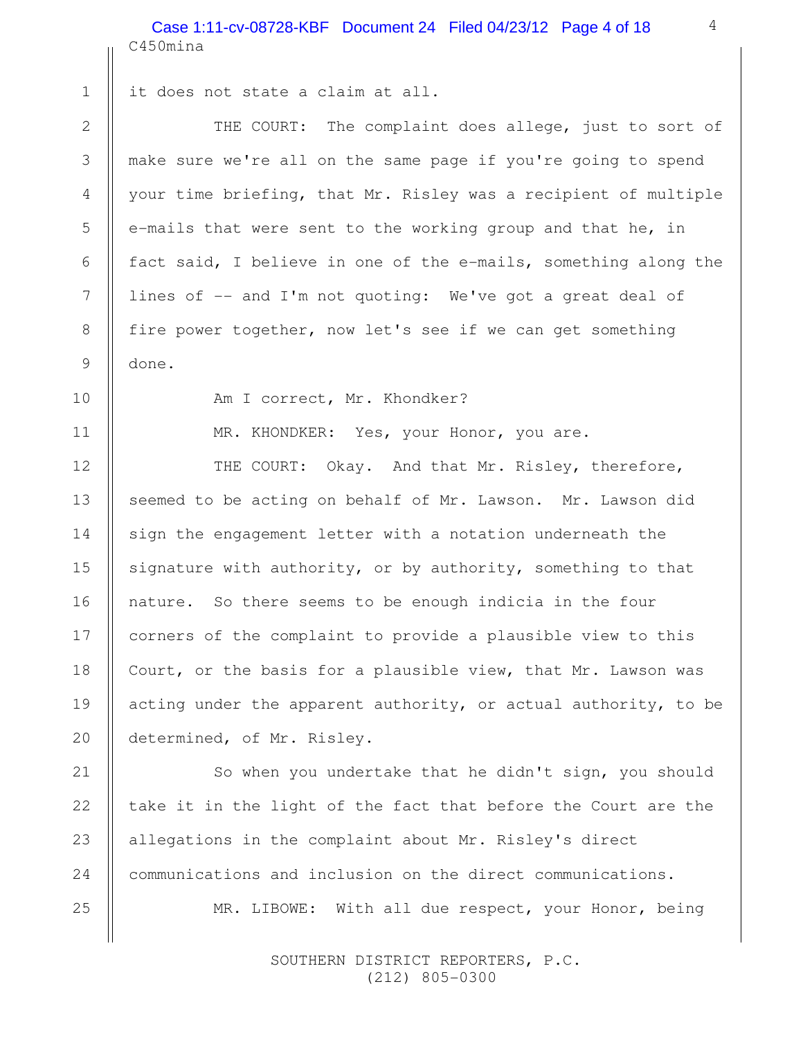it does not state a claim at all.

THE COURT: The complaint does allege, just to sort of make sure we're all on the same page if you're going to spend your time briefing, that Mr. Risley was a recipient of multiple e-mails that were sent to the working group and that he, in fact said, I believe in one of the e-mails, something along the lines of -- and I'm not quoting: We've got a great deal of fire power together, now let's see if we can get something done.

Am I correct, Mr. Khondker?

MR. KHONDKER: Yes, your Honor, you are.

THE COURT: Okay. And that Mr. Risley, therefore, seemed to be acting on behalf of Mr. Lawson. Mr. Lawson did sign the engagement letter with a notation underneath the signature with authority, or by authority, something to that nature. So there seems to be enough indicia in the four corners of the complaint to provide a plausible view to this Court, or the basis for a plausible view, that Mr. Lawson was acting under the apparent authority, or actual authority, to be determined, of Mr. Risley.

So when you undertake that he didn't sign, you should take it in the light of the fact that before the Court are the allegations in the complaint about Mr. Risley's direct communications and inclusion on the direct communications.

MR. LIBOWE: With all due respect, your Honor, being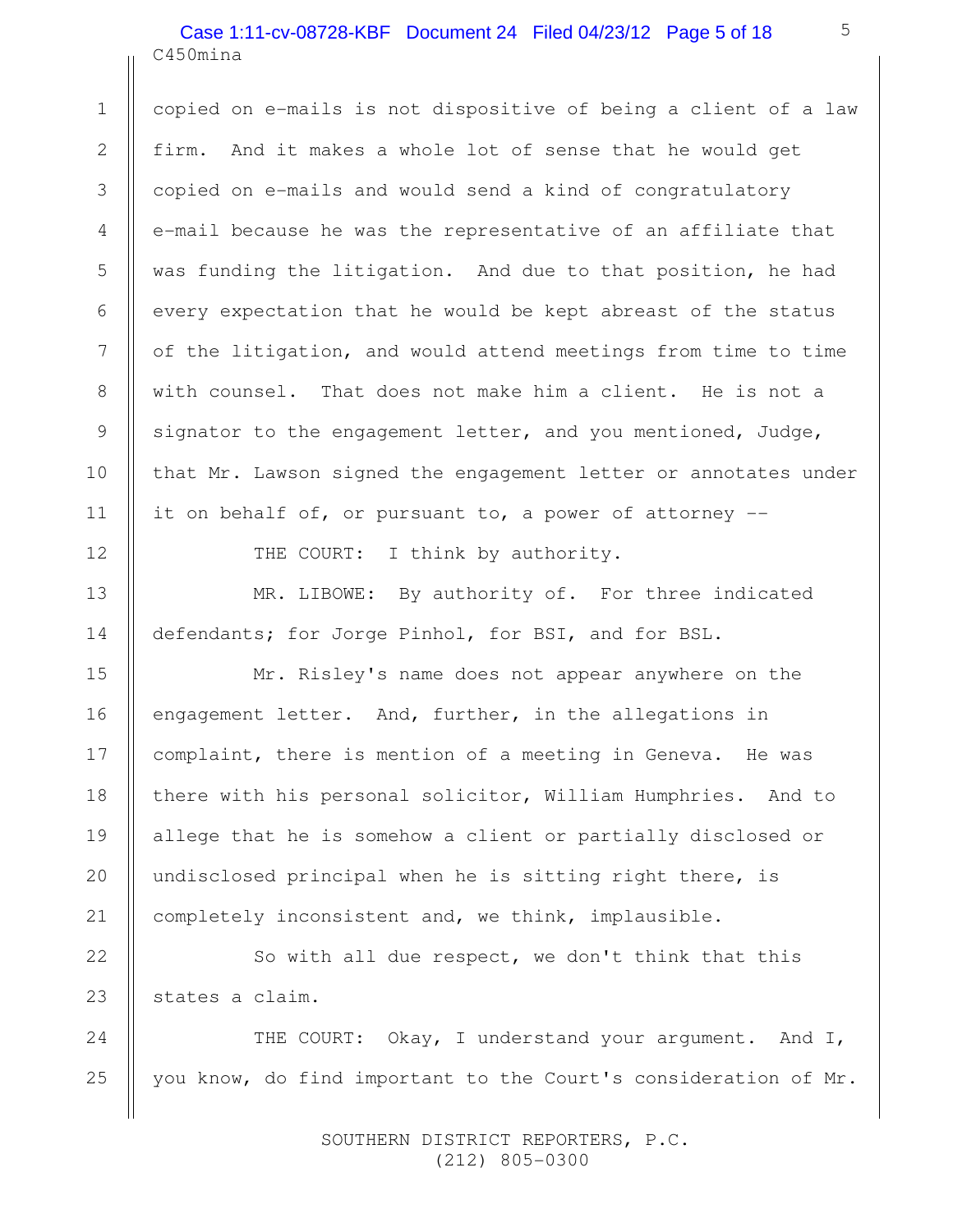copied on e-mails is not dispositive of being a client of a law firm. And it makes a whole lot of sense that he would get copied on e-mails and would send a kind of congratulatory e-mail because he was the representative of an affiliate that was funding the litigation. And due to that position, he had every expectation that he would be kept abreast of the status of the litigation, and would attend meetings from time to time with counsel. That does not make him a client. He is not a signator to the engagement letter, and you mentioned, Judge, that Mr. Lawson signed the engagement letter or annotates under it on behalf of, or pursuant to, a power of attorney --

THE COURT: I think by authority.

MR. LIBOWE: By authority of. For three indicated defendants; for Jorge Pinhol, for BSI, and for BSL.

Mr. Risley's name does not appear anywhere on the engagement letter. And, further, in the allegations in complaint, there is mention of a meeting in Geneva. He was there with his personal solicitor, William Humphries. And to allege that he is somehow a client or partially disclosed or undisclosed principal when he is sitting right there, is completely inconsistent and, we think, implausible.

So with all due respect, we don't think that this states a claim.

THE COURT: Okay, I understand your argument. And I, you know, do find important to the Court's consideration of Mr.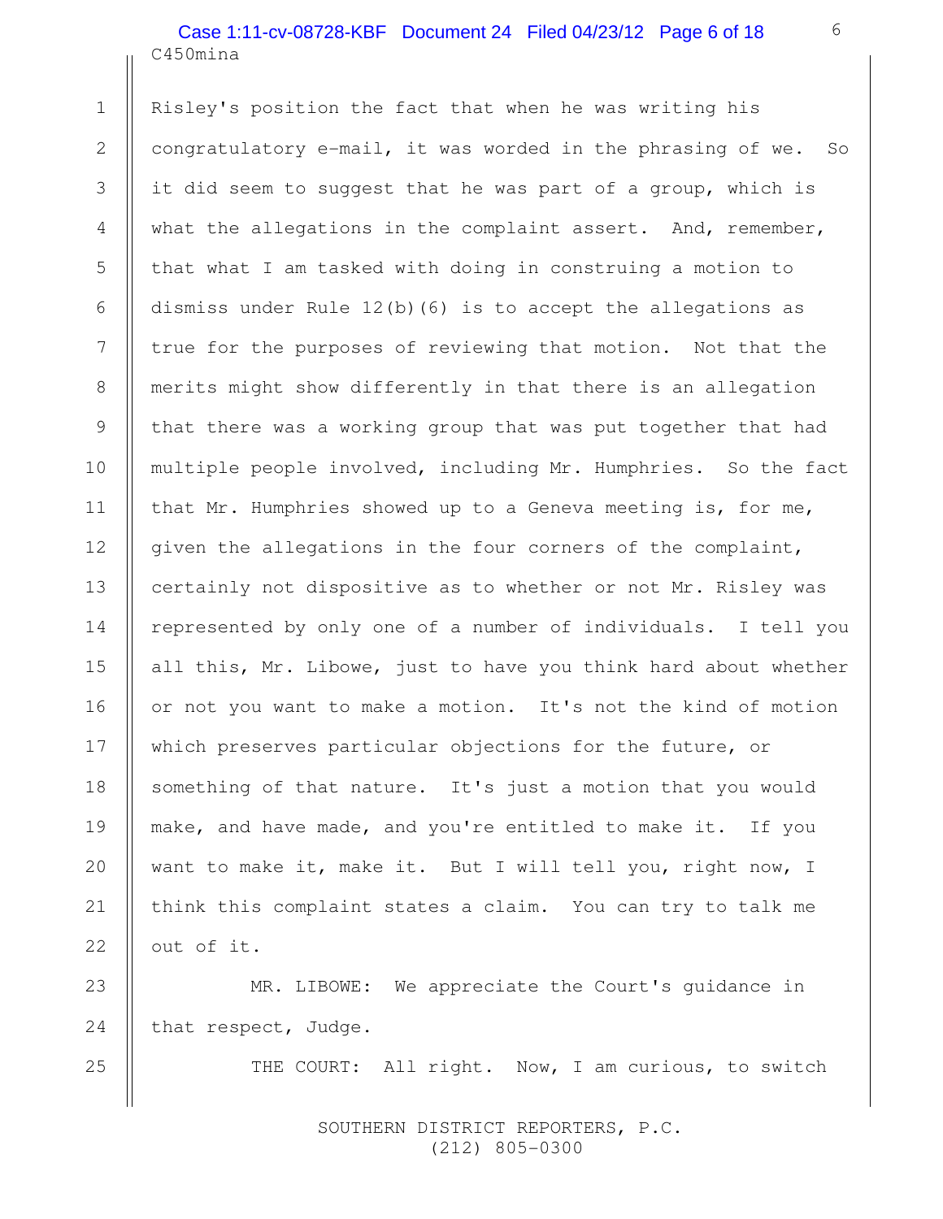Risley's position the fact that when he was writing his congratulatory e-mail, it was worded in the phrasing of we. So it did seem to suggest that he was part of a group, which is what the allegations in the complaint assert. And, remember, that what I am tasked with doing in construing a motion to dismiss under Rule 12(b)(6) is to accept the allegations as true for the purposes of reviewing that motion. Not that the merits might show differently in that there is an allegation that there was a working group that was put together that had multiple people involved, including Mr. Humphries. So the fact that Mr. Humphries showed up to a Geneva meeting is, for me, given the allegations in the four corners of the complaint, certainly not dispositive as to whether or not Mr. Risley was represented by only one of a number of individuals. I tell you all this, Mr. Libowe, just to have you think hard about whether or not you want to make a motion. It's not the kind of motion which preserves particular objections for the future, or something of that nature. It's just a motion that you would make, and have made, and you're entitled to make it. If you want to make it, make it. But I will tell you, right now, I think this complaint states a claim. You can try to talk me out of it.

MR. LIBOWE: We appreciate the Court's guidance in that respect, Judge.

THE COURT: All right. Now, I am curious, to switch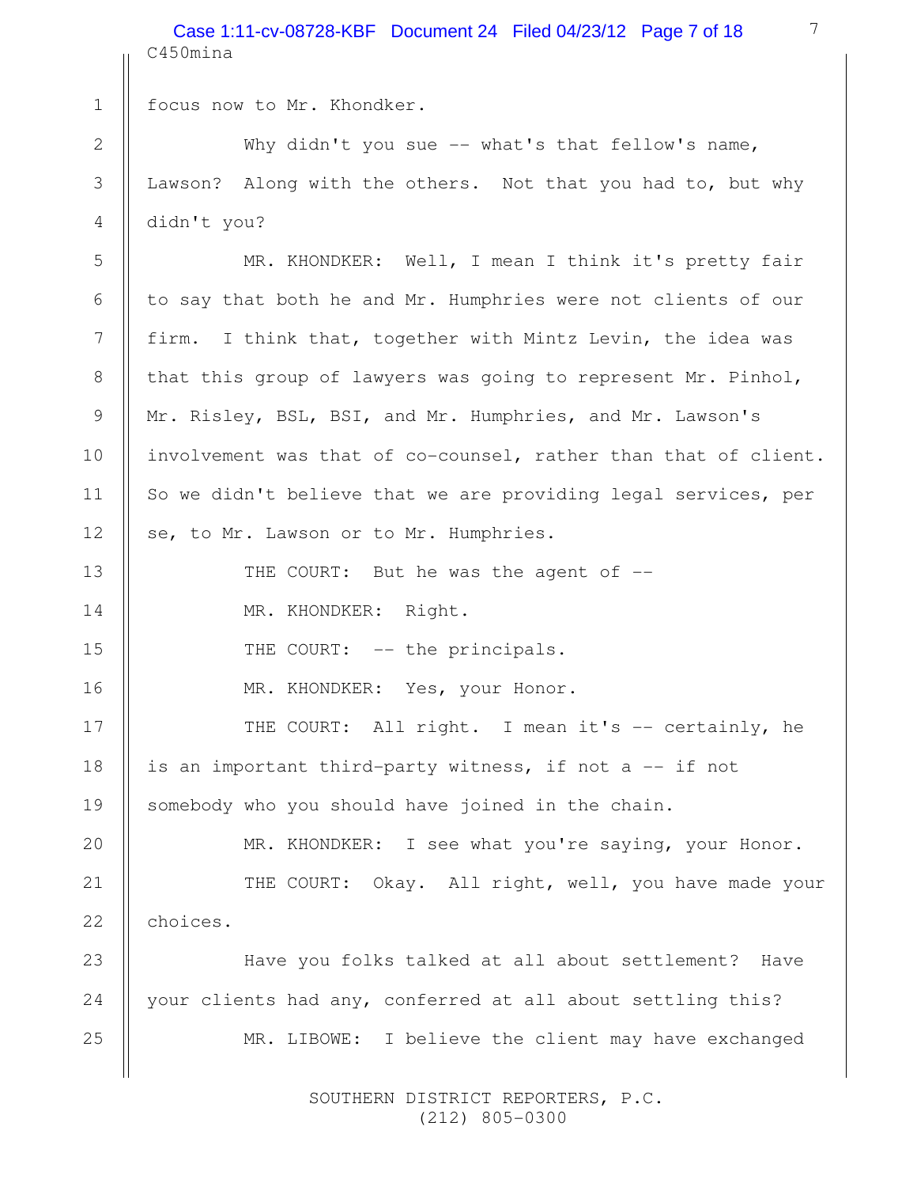focus now to Mr. Khondker.

Why didn't you sue -- what's that fellow's name, Lawson? Along with the others. Not that you had to, but why didn't you?

MR. KHONDKER: Well, I mean I think it's pretty fair to say that both he and Mr. Humphries were not clients of our firm. I think that, together with Mintz Levin, the idea was that this group of lawyers was going to represent Mr. Pinhol, Mr. Risley, BSL, BSI, and Mr. Humphries, and Mr. Lawson's involvement was that of co-counsel, rather than that of client. So we didn't believe that we are providing legal services, per se, to Mr. Lawson or to Mr. Humphries.

THE COURT: But he was the agent of --

MR. KHONDKER: Right.

THE COURT: -- the principals.

MR. KHONDKER: Yes, your Honor.

THE COURT: All right. I mean it's -- certainly, he is an important third-party witness, if not a -- if not somebody who you should have joined in the chain.

MR. KHONDKER: I see what you're saying, your Honor.

THE COURT: Okay. All right, well, you have made your choices.

Have you folks talked at all about settlement? Have your clients had any, conferred at all about settling this?

MR. LIBOWE: I believe the client may have exchanged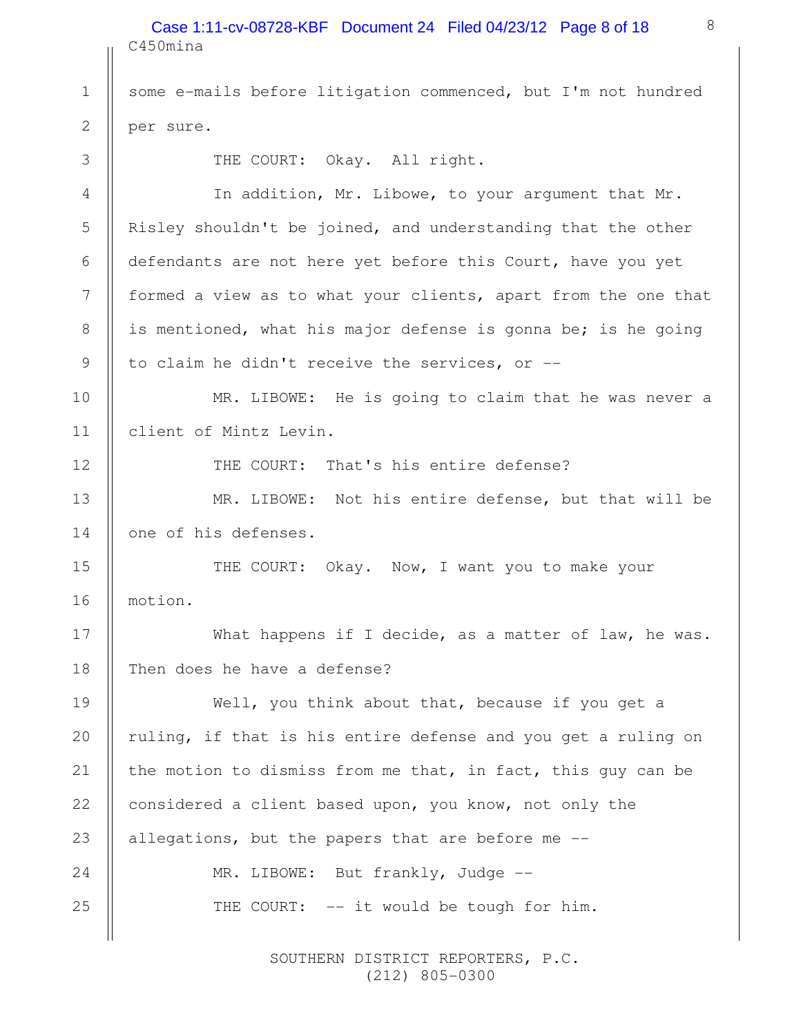some e-mails before litigation commenced, but I'm not hundred per sure.

THE COURT: Okay. All right.

In addition, Mr. Libowe, to your argument that Mr. Risley shouldn't be joined, and understanding that the other defendants are not here yet before this Court, have you yet formed a view as to what your clients, apart from the one that is mentioned, what his major defense is gonna be; is he going to claim he didn't receive the services, or --

MR. LIBOWE: He is going to claim that he was never a client of Mintz Levin.

THE COURT: That's his entire defense?

MR. LIBOWE: Not his entire defense, but that will be one of his defenses.

THE COURT: Okay. Now, I want you to make your motion.

What happens if I decide, as a matter of law, he was. Then does he have a defense?

Well, you think about that, because if you get a ruling, if that is his entire defense and you get a ruling on the motion to dismiss from me that, in fact, this guy can be considered a client based upon, you know, not only the allegations, but the papers that are before me --

MR. LIBOWE: But frankly, Judge --

THE COURT: -- it would be tough for him.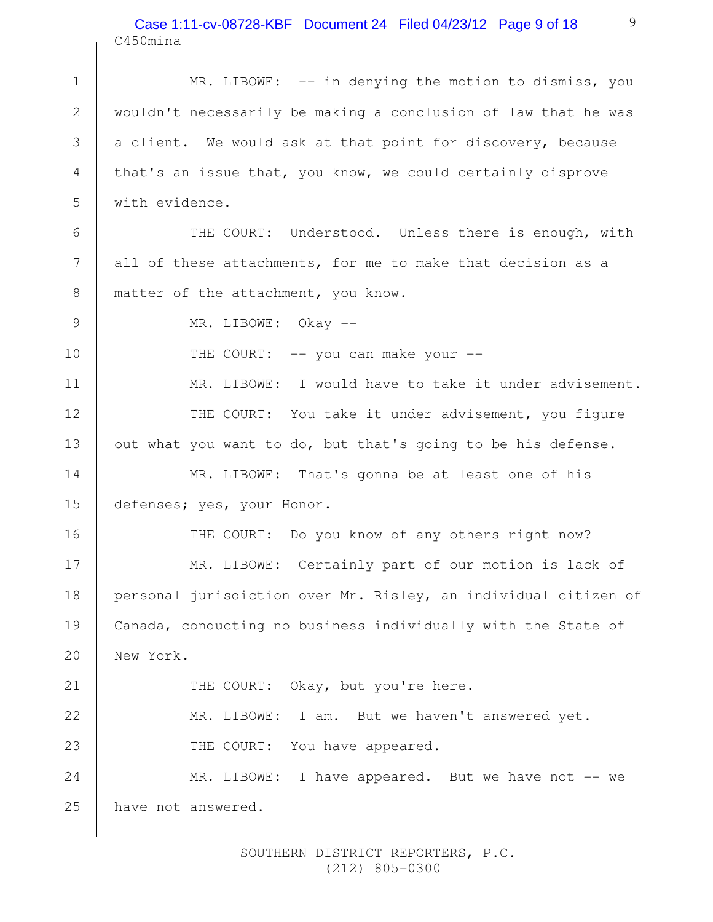MR. LIBOWE: -- in denying the motion to dismiss, you wouldn't necessarily be making a conclusion of law that he was a client. We would ask at that point for discovery, because that's an issue that, you know, we could certainly disprove with evidence.

THE COURT: Understood. Unless there is enough, with all of these attachments, for me to make that decision as a matter of the attachment, you know.

MR. LIBOWE: Okay --

THE COURT: -- you can make your --

MR. LIBOWE: I would have to take it under advisement.

THE COURT: You take it under advisement, you figure out what you want to do, but that's going to be his defense.

MR. LIBOWE: That's gonna be at least one of his defenses; yes, your Honor.

THE COURT: Do you know of any others right now?

MR. LIBOWE: Certainly part of our motion is lack of personal jurisdiction over Mr. Risley, an individual citizen of Canada, conducting no business individually with the State of New York.

THE COURT: Okay, but you're here.

MR. LIBOWE: I am. But we haven't answered yet.

THE COURT: You have appeared.

MR. LIBOWE: I have appeared. But we have not -- we have not answered.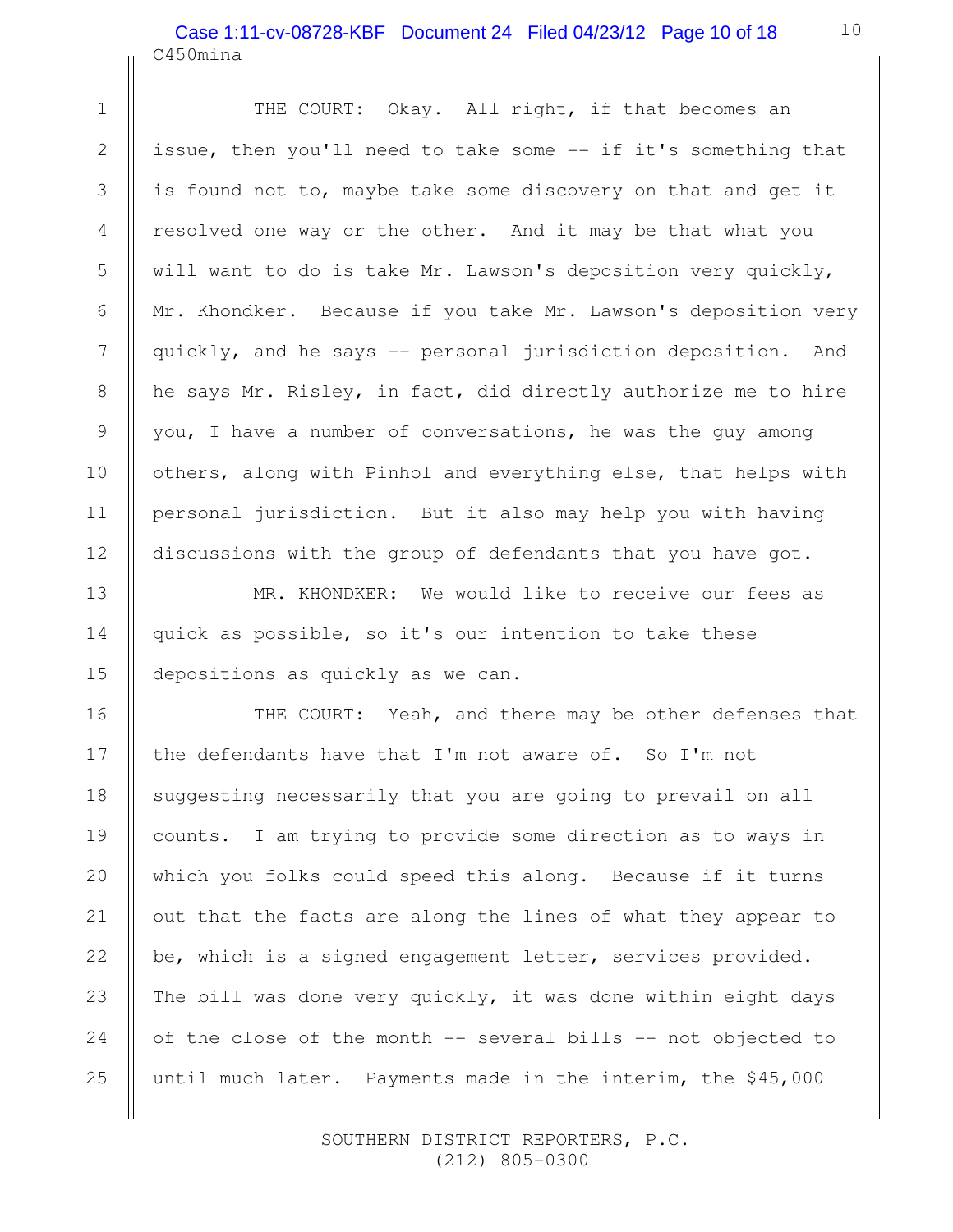C450mina

THE COURT: Okay. All right, if that becomes an issue, then you'll need to take some -- if it's something that is found not to, maybe take some discovery on that and get it resolved one way or the other. And it may be that what you will want to do is take Mr. Lawson's deposition very quickly, Mr. Khondker. Because if you take Mr. Lawson's deposition very quickly, and he says -- personal jurisdiction deposition. And he says Mr. Risley, in fact, did directly authorize me to hire you, I have a number of conversations, he was the guy among others, along with Pinhol and everything else, that helps with personal jurisdiction. But it also may help you with having discussions with the group of defendants that you have got.

MR. KHONDKER: We would like to receive our fees as quick as possible, so it's our intention to take these depositions as quickly as we can.

THE COURT: Yeah, and there may be other defenses that the defendants have that I'm not aware of. So I'm not suggesting necessarily that you are going to prevail on all counts. I am trying to provide some direction as to ways in which you folks could speed this along. Because if it turns out that the facts are along the lines of what they appear to be, which is a signed engagement letter, services provided. The bill was done very quickly, it was done within eight days of the close of the month -- several bills -- not objected to until much later. Payments made in the interim, the $45,000

SOUTHERN DISTRICT REPORTERS, P.C.
(212) 805-0300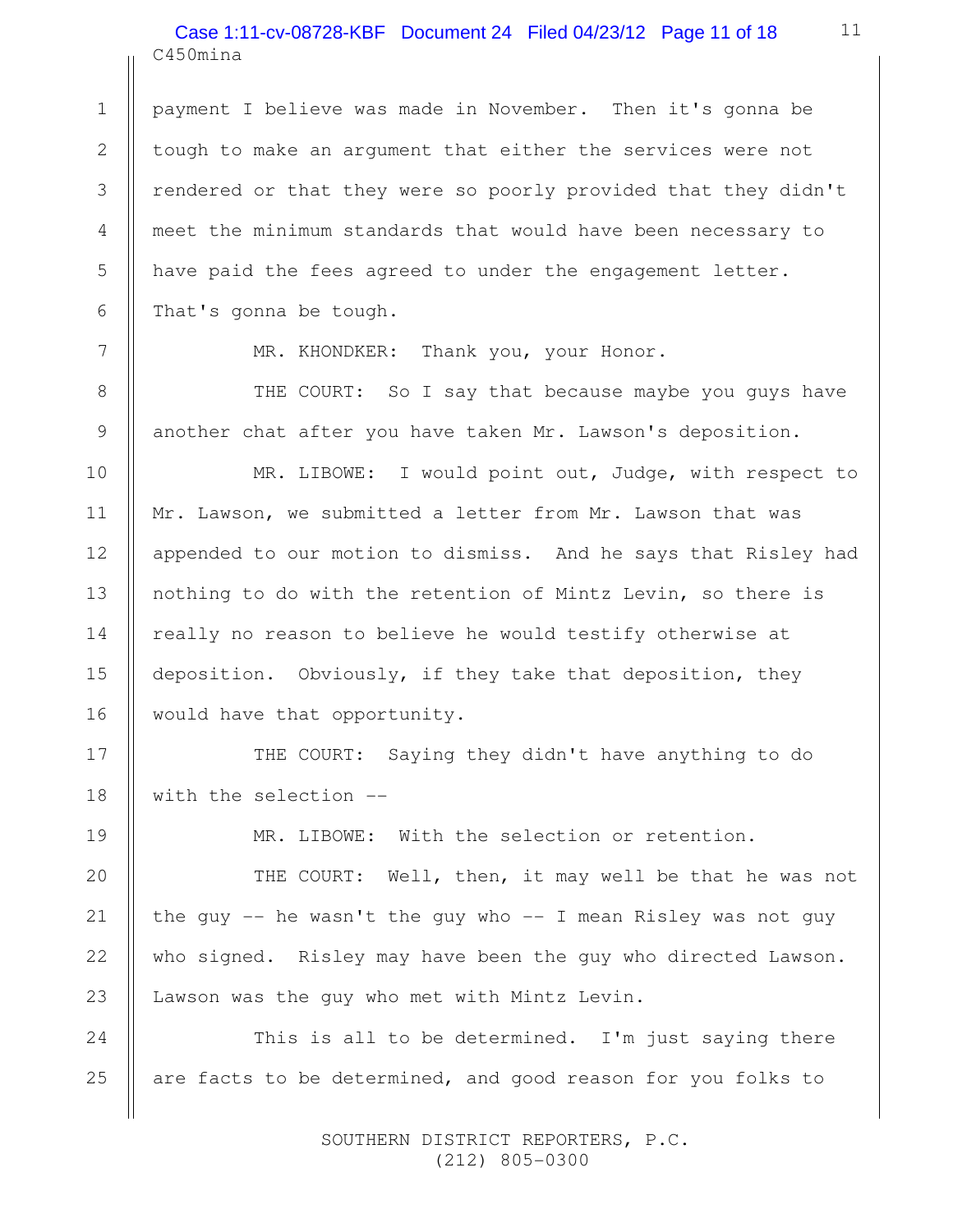payment I believe was made in November. Then it's gonna be tough to make an argument that either the services were not rendered or that they were so poorly provided that they didn't meet the minimum standards that would have been necessary to have paid the fees agreed to under the engagement letter. That's gonna be tough.

MR. KHONDKER: Thank you, your Honor.

THE COURT: So I say that because maybe you guys have another chat after you have taken Mr. Lawson's deposition.

MR. LIBOWE: I would point out, Judge, with respect to Mr. Lawson, we submitted a letter from Mr. Lawson that was appended to our motion to dismiss. And he says that Risley had nothing to do with the retention of Mintz Levin, so there is really no reason to believe he would testify otherwise at deposition. Obviously, if they take that deposition, they would have that opportunity.

THE COURT: Saying they didn't have anything to do with the selection --

MR. LIBOWE: With the selection or retention.

THE COURT: Well, then, it may well be that he was not the guy -- he wasn't the guy who -- I mean Risley was not guy who signed. Risley may have been the guy who directed Lawson. Lawson was the guy who met with Mintz Levin.

This is all to be determined. I'm just saying there are facts to be determined, and good reason for you folks to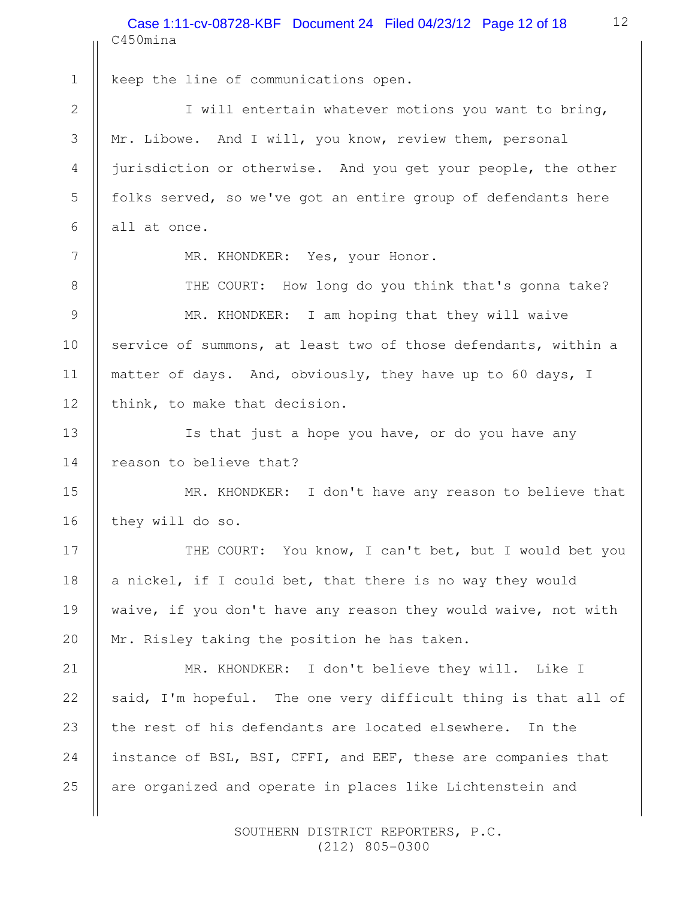keep the line of communications open.

I will entertain whatever motions you want to bring, Mr. Libowe. And I will, you know, review them, personal jurisdiction or otherwise. And you get your people, the other folks served, so we've got an entire group of defendants here all at once.

MR. KHONDKER: Yes, your Honor.

THE COURT: How long do you think that's gonna take?

MR. KHONDKER: I am hoping that they will waive service of summons, at least two of those defendants, within a matter of days. And, obviously, they have up to 60 days, I think, to make that decision.

Is that just a hope you have, or do you have any reason to believe that?

MR. KHONDKER: I don't have any reason to believe that they will do so.

THE COURT: You know, I can't bet, but I would bet you a nickel, if I could bet, that there is no way they would waive, if you don't have any reason they would waive, not with Mr. Risley taking the position he has taken.

MR. KHONDKER: I don't believe they will. Like I said, I'm hopeful. The one very difficult thing is that all of the rest of his defendants are located elsewhere. In the instance of BSL, BSI, CFFI, and EEF, these are companies that are organized and operate in places like Lichtenstein and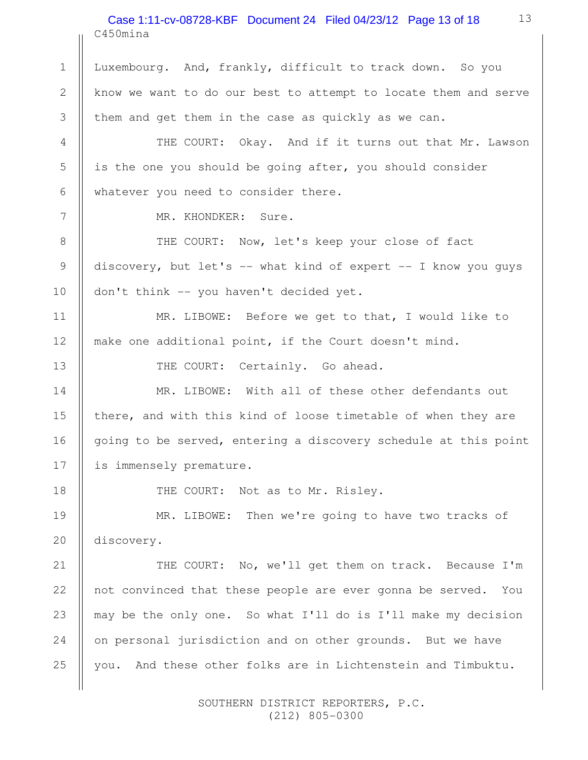Luxembourg. And, frankly, difficult to track down. So you know we want to do our best to attempt to locate them and serve them and get them in the case as quickly as we can.

THE COURT: Okay. And if it turns out that Mr. Lawson is the one you should be going after, you should consider whatever you need to consider there.

MR. KHONDKER: Sure.

THE COURT: Now, let's keep your close of fact discovery, but let's -- what kind of expert -- I know you guys don't think -- you haven't decided yet.

MR. LIBOWE: Before we get to that, I would like to make one additional point, if the Court doesn't mind.

THE COURT: Certainly. Go ahead.

MR. LIBOWE: With all of these other defendants out there, and with this kind of loose timetable of when they are going to be served, entering a discovery schedule at this point is immensely premature.

THE COURT: Not as to Mr. Risley.

MR. LIBOWE: Then we're going to have two tracks of discovery.

THE COURT: No, we'll get them on track. Because I'm not convinced that these people are ever gonna be served. You may be the only one. So what I'll do is I'll make my decision on personal jurisdiction and on other grounds. But we have you. And these other folks are in Lichtenstein and Timbuktu.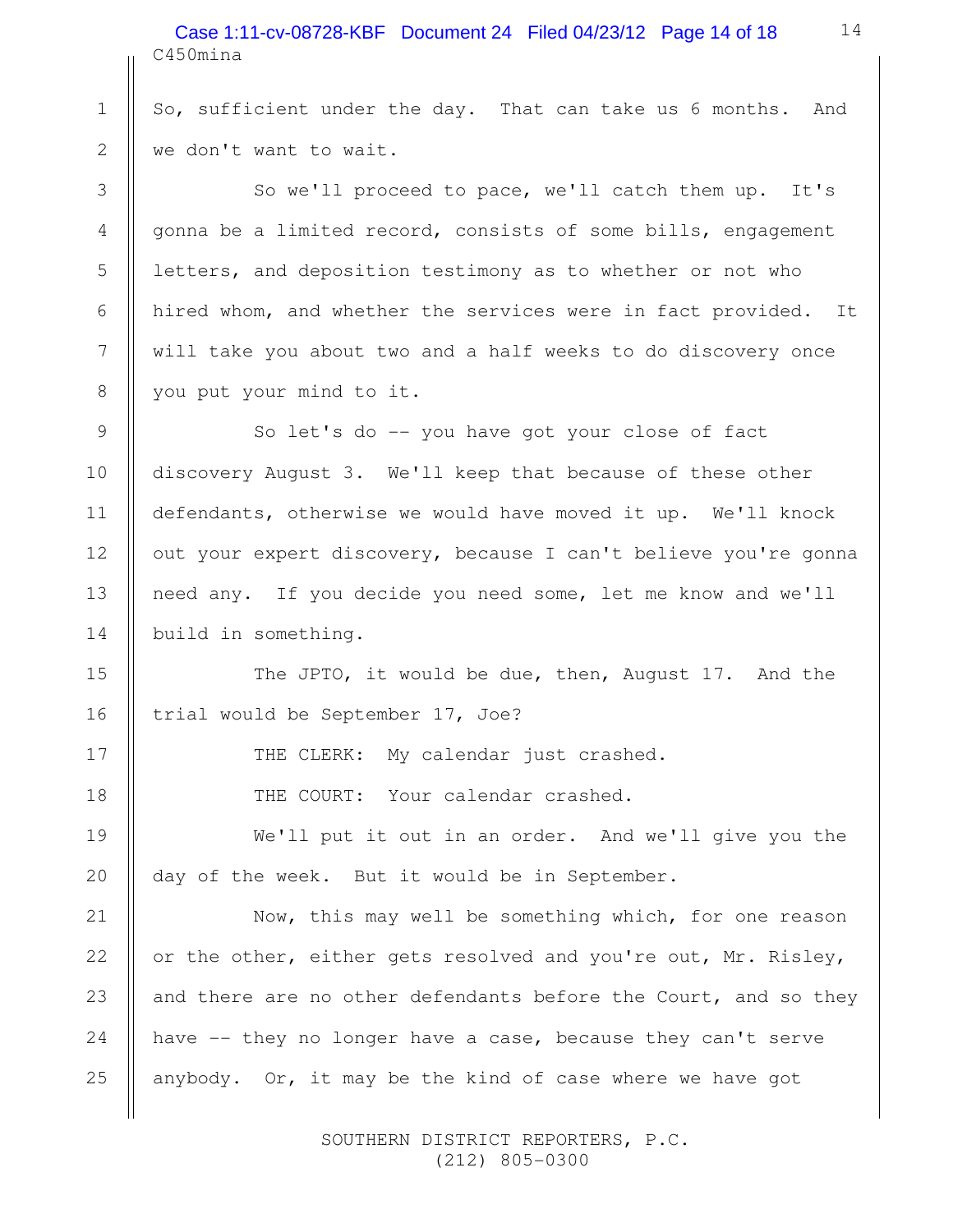So, sufficient under the day. That can take us 6 months. And we don't want to wait.

So we'll proceed to pace, we'll catch them up. It's gonna be a limited record, consists of some bills, engagement letters, and deposition testimony as to whether or not who hired whom, and whether the services were in fact provided. It will take you about two and a half weeks to do discovery once you put your mind to it.

So let's do -- you have got your close of fact discovery August 3. We'll keep that because of these other defendants, otherwise we would have moved it up. We'll knock out your expert discovery, because I can't believe you're gonna need any. If you decide you need some, let me know and we'll build in something.

The JPTO, it would be due, then, August 17. And the trial would be September 17, Joe?

THE CLERK: My calendar just crashed.

THE COURT: Your calendar crashed.

We'll put it out in an order. And we'll give you the day of the week. But it would be in September.

Now, this may well be something which, for one reason or the other, either gets resolved and you're out, Mr. Risley, and there are no other defendants before the Court, and so they have -- they no longer have a case, because they can't serve anybody. Or, it may be the kind of case where we have got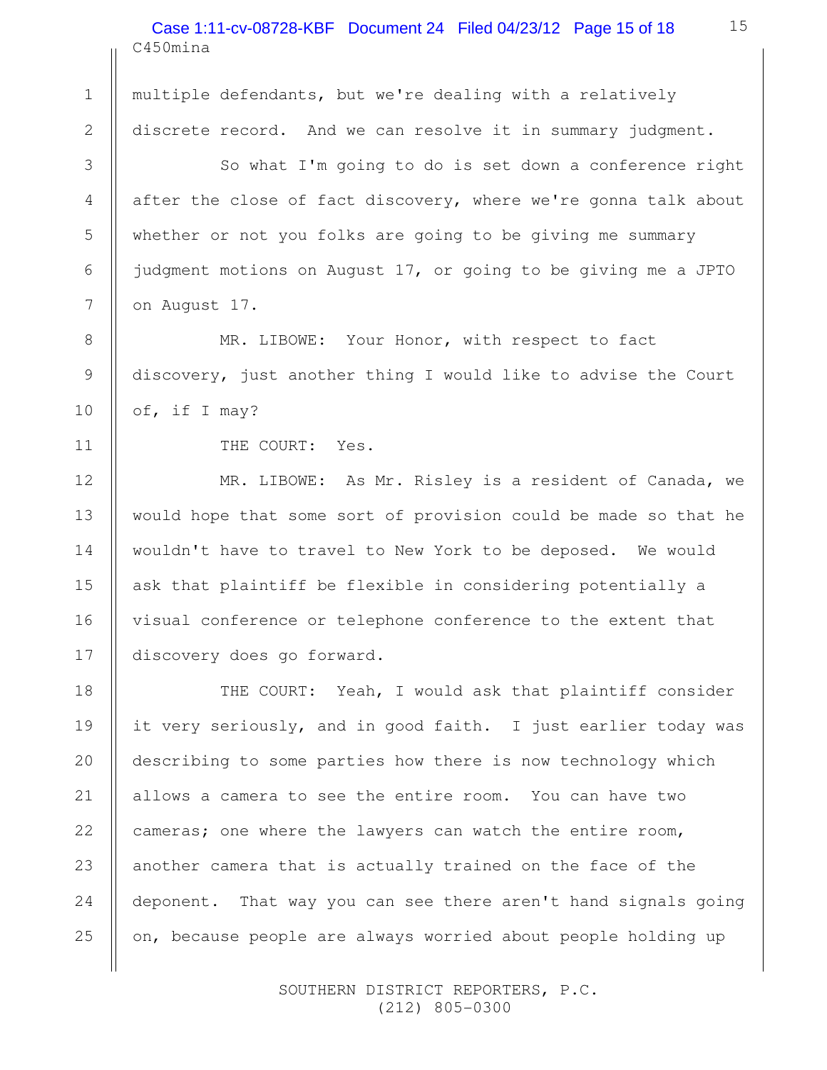multiple defendants, but we're dealing with a relatively discrete record. And we can resolve it in summary judgment.

So what I'm going to do is set down a conference right after the close of fact discovery, where we're gonna talk about whether or not you folks are going to be giving me summary judgment motions on August 17, or going to be giving me a JPTO on August 17.

MR. LIBOWE: Your Honor, with respect to fact discovery, just another thing I would like to advise the Court of, if I may?

THE COURT: Yes.

MR. LIBOWE: As Mr. Risley is a resident of Canada, we would hope that some sort of provision could be made so that he wouldn't have to travel to New York to be deposed. We would ask that plaintiff be flexible in considering potentially a visual conference or telephone conference to the extent that discovery does go forward.

THE COURT: Yeah, I would ask that plaintiff consider it very seriously, and in good faith. I just earlier today was describing to some parties how there is now technology which allows a camera to see the entire room. You can have two cameras; one where the lawyers can watch the entire room, another camera that is actually trained on the face of the deponent. That way you can see there aren't hand signals going on, because people are always worried about people holding up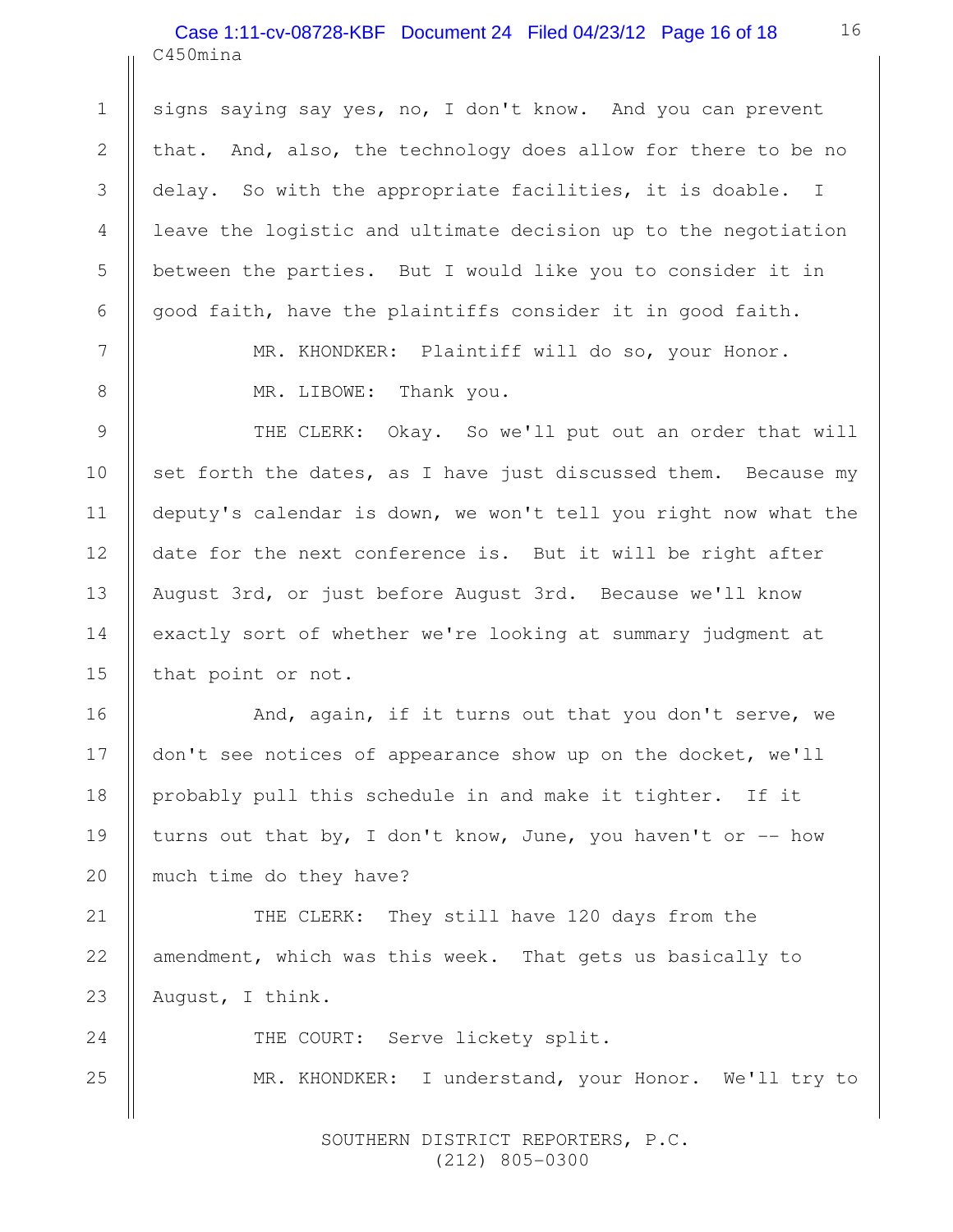signs saying say yes, no, I don't know. And you can prevent that. And, also, the technology does allow for there to be no delay. So with the appropriate facilities, it is doable. I leave the logistic and ultimate decision up to the negotiation between the parties. But I would like you to consider it in good faith, have the plaintiffs consider it in good faith.

MR. KHONDKER: Plaintiff will do so, your Honor.

MR. LIBOWE: Thank you.

THE CLERK: Okay. So we'll put out an order that will set forth the dates, as I have just discussed them. Because my deputy's calendar is down, we won't tell you right now what the date for the next conference is. But it will be right after August 3rd, or just before August 3rd. Because we'll know exactly sort of whether we're looking at summary judgment at that point or not.

And, again, if it turns out that you don't serve, we don't see notices of appearance show up on the docket, we'll probably pull this schedule in and make it tighter. If it turns out that by, I don't know, June, you haven't or -- how much time do they have?

THE CLERK: They still have 120 days from the amendment, which was this week. That gets us basically to August, I think.

THE COURT: Serve lickety split.

MR. KHONDKER: I understand, your Honor. We'll try to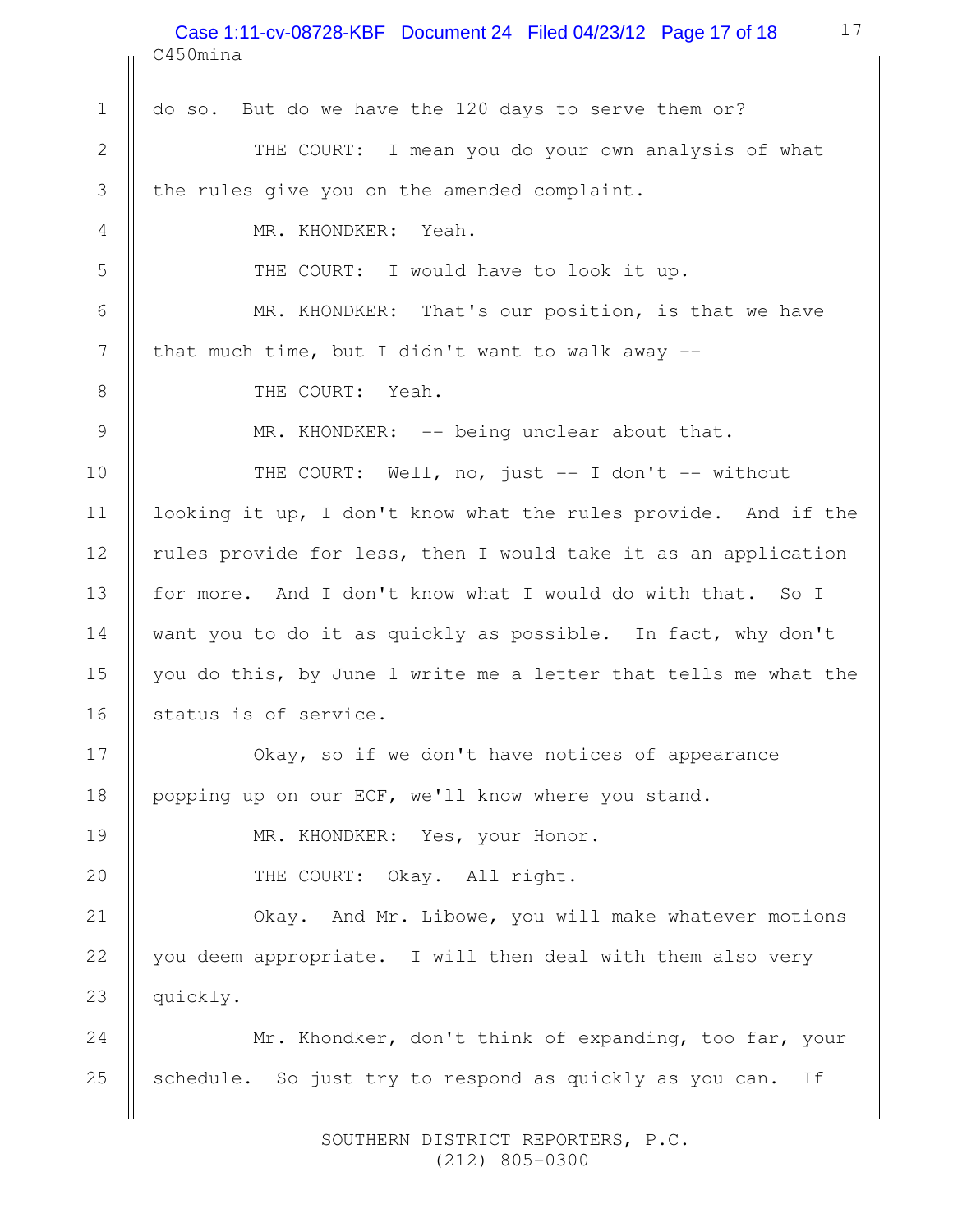do so. But do we have the 120 days to serve them or?

THE COURT: I mean you do your own analysis of what the rules give you on the amended complaint.

MR. KHONDKER: Yeah.

THE COURT: I would have to look it up.

MR. KHONDKER: That's our position, is that we have that much time, but I didn't want to walk away --

THE COURT: Yeah.

MR. KHONDKER: -- being unclear about that.

THE COURT: Well, no, just -- I don't -- without looking it up, I don't know what the rules provide. And if the rules provide for less, then I would take it as an application for more. And I don't know what I would do with that. So I want you to do it as quickly as possible. In fact, why don't you do this, by June 1 write me a letter that tells me what the status is of service.

Okay, so if we don't have notices of appearance popping up on our ECF, we'll know where you stand.

MR. KHONDKER: Yes, your Honor.

THE COURT: Okay. All right.

Okay. And Mr. Libowe, you will make whatever motions you deem appropriate. I will then deal with them also very quickly.

Mr. Khondker, don't think of expanding, too far, your schedule. So just try to respond as quickly as you can. If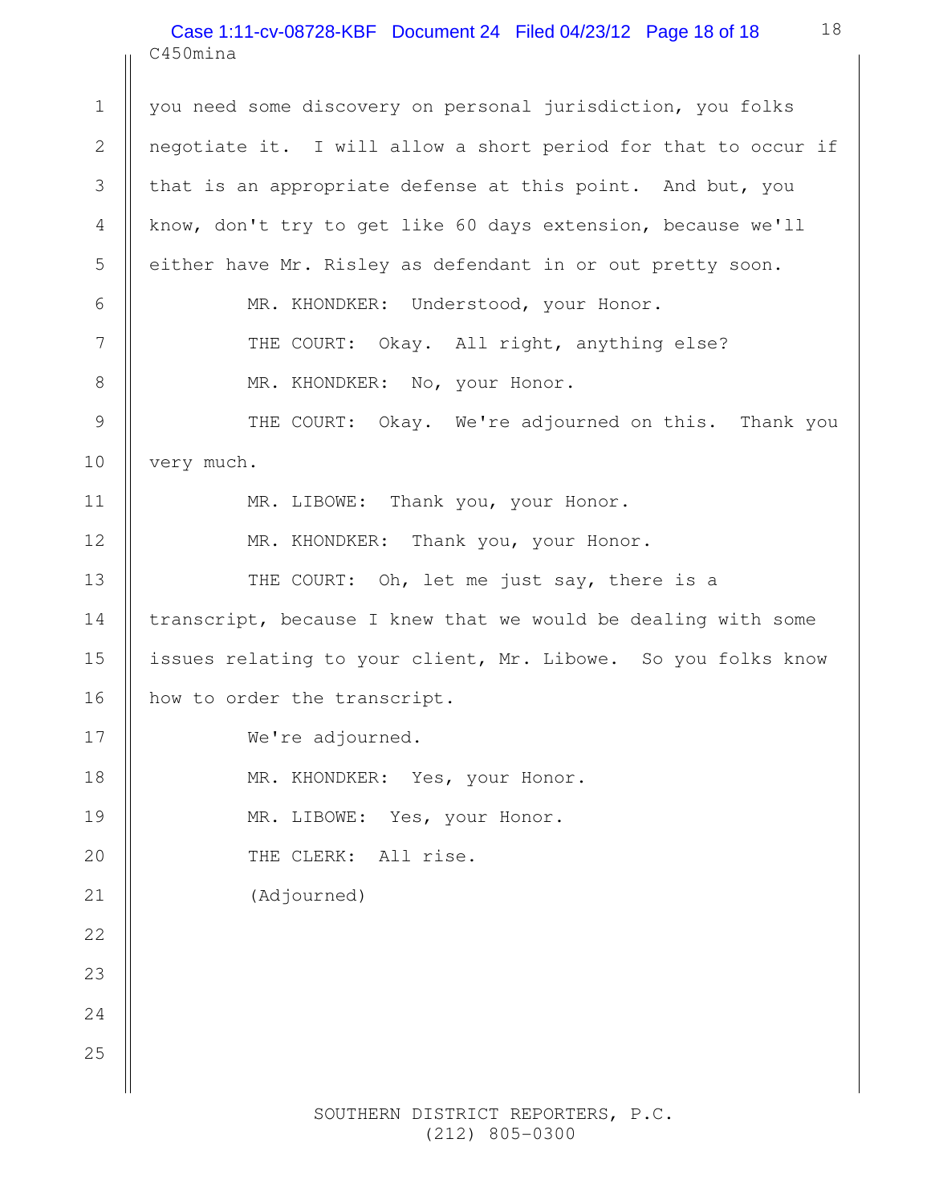you need some discovery on personal jurisdiction, you folks negotiate it. I will allow a short period for that to occur if that is an appropriate defense at this point. And but, you know, don't try to get like 60 days extension, because we'll either have Mr. Risley as defendant in or out pretty soon.

MR. KHONDKER: Understood, your Honor.

THE COURT: Okay. All right, anything else?

MR. KHONDKER: No, your Honor.

THE COURT: Okay. We're adjourned on this. Thank you very much.

MR. LIBOWE: Thank you, your Honor.

MR. KHONDKER: Thank you, your Honor.

THE COURT: Oh, let me just say, there is a transcript, because I knew that we would be dealing with some issues relating to your client, Mr. Libowe. So you folks know how to order the transcript.

We're adjourned.

MR. KHONDKER: Yes, your Honor.

MR. LIBOWE: Yes, your Honor.

THE CLERK: All rise.

(Adjourned)